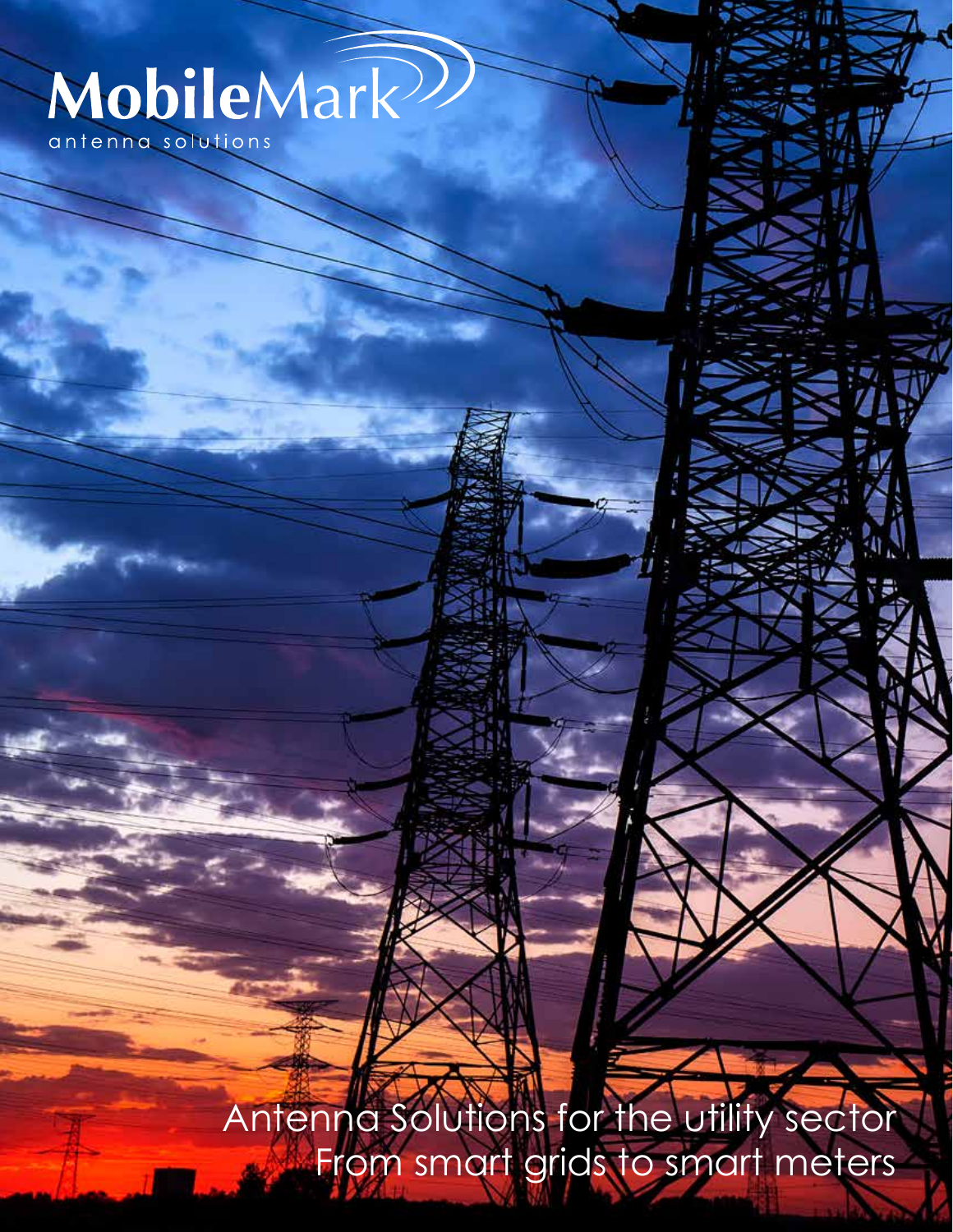# MobileMark

antenna solutions

Antenna Solutions for the utility sector
From smart grids to smart meters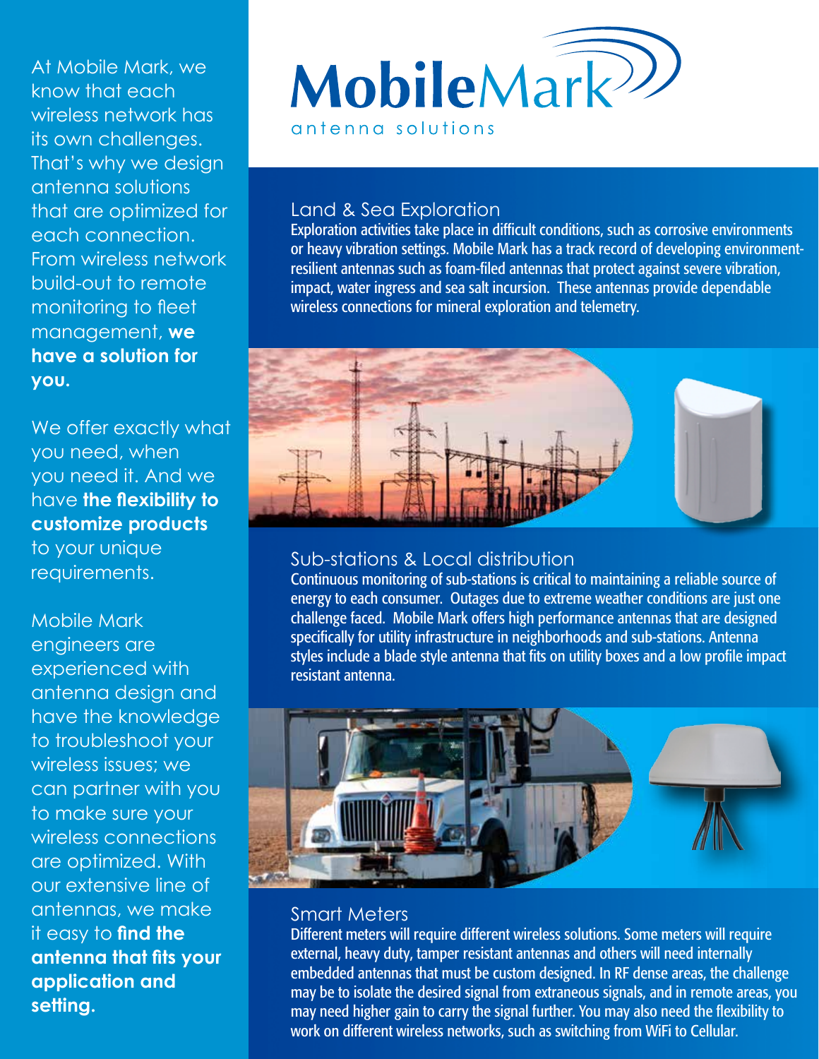# MobileMark

antenna solutions

At Mobile Mark, we know that each wireless network has its own challenges. That's why we design antenna solutions that are optimized for each connection. From wireless network build-out to remote monitoring to fleet management, **we have a solution for you.**

We offer exactly what you need, when you need it. And we have **the flexibility to customize products** to your unique requirements.

Mobile Mark engineers are experienced with antenna design and have the knowledge to troubleshoot your wireless issues; we can partner with you to make sure your wireless connections are optimized. With our extensive line of antennas, we make it easy to **find the antenna that fits your application and setting.**

## Land & Sea Exploration

Exploration activities take place in difficult conditions, such as corrosive environments or heavy vibration settings. Mobile Mark has a track record of developing environment-resilient antennas such as foam-filed antennas that protect against severe vibration, impact, water ingress and sea salt incursion. These antennas provide dependable wireless connections for mineral exploration and telemetry.

## Sub-stations & Local distribution

Continuous monitoring of sub-stations is critical to maintaining a reliable source of energy to each consumer. Outages due to extreme weather conditions are just one challenge faced. Mobile Mark offers high performance antennas that are designed specifically for utility infrastructure in neighborhoods and sub-stations. Antenna styles include a blade style antenna that fits on utility boxes and a low profile impact resistant antenna.

## Smart Meters

Different meters will require different wireless solutions. Some meters will require external, heavy duty, tamper resistant antennas and others will need internally embedded antennas that must be custom designed. In RF dense areas, the challenge may be to isolate the desired signal from extraneous signals, and in remote areas, you may need higher gain to carry the signal further. You may also need the flexibility to work on different wireless networks, such as switching from WiFi to Cellular.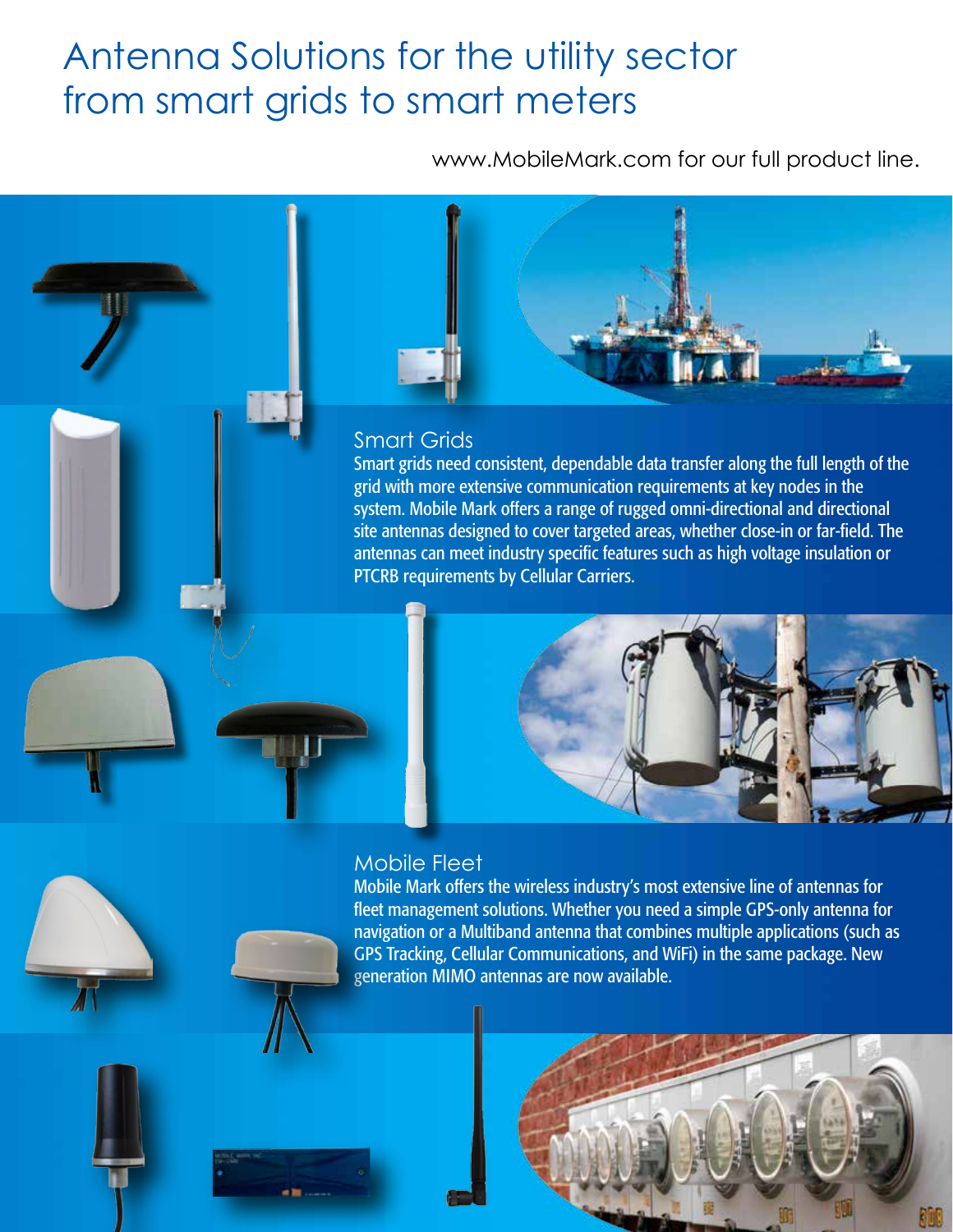# Antenna Solutions for the utility sector from smart grids to smart meters

www.MobileMark.com for our full product line.

## Smart Grids

Smart grids need consistent, dependable data transfer along the full length of the grid with more extensive communication requirements at key nodes in the system. Mobile Mark offers a range of rugged omni-directional and directional site antennas designed to cover targeted areas, whether close-in or far-field. The antennas can meet industry specific features such as high voltage insulation or PTCRB requirements by Cellular Carriers.

## Mobile Fleet

Mobile Mark offers the wireless industry's most extensive line of antennas for fleet management solutions. Whether you need a simple GPS-only antenna for navigation or a Multiband antenna that combines multiple applications (such as GPS Tracking, Cellular Communications, and WiFi) in the same package. New generation MIMO antennas are now available.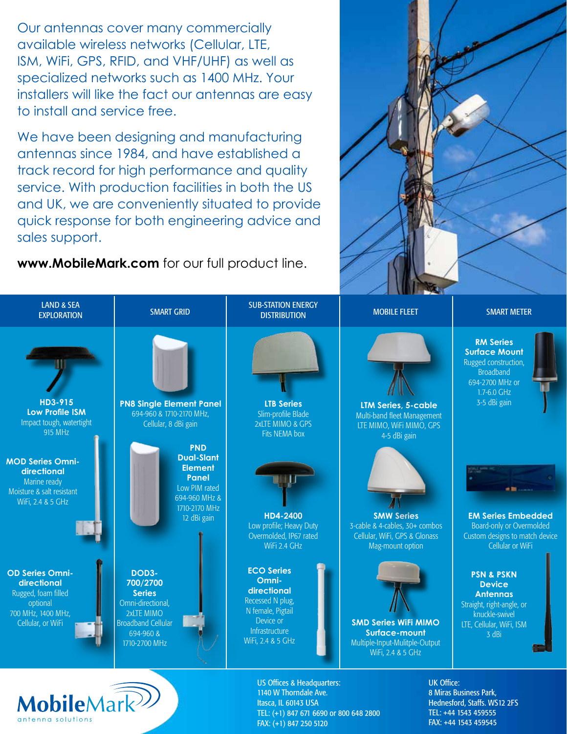Our antennas cover many commercially available wireless networks (Cellular, LTE, ISM, WiFi, GPS, RFID, and VHF/UHF) as well as specialized networks such as 1400 MHz. Your installers will like the fact our antennas are easy to install and service free.

We have been designing and manufacturing antennas since 1984, and have established a track record for high performance and quality service. With production facilities in both the US and UK, we are conveniently situated to provide quick response for both engineering advice and sales support.

**www.MobileMark.com** for our full product line.

## LAND & SEA EXPLORATION

**HD3-915 Low Profile ISM**
Impact tough, watertight
915 MHz

**MOD Series Omni-directional**
Marine ready
Moisture & salt resistant
WiFi, 2.4 & 5 GHz

**OD Series Omni-directional**
Rugged, foam filled optional
700 MHz, 1400 MHz, Cellular, or WiFi

## SMART GRID

**PN8 Single Element Panel**
694-960 & 1710-2170 MHz, Cellular, 8 dBi gain

**PND Dual-Slant Element Panel**
Low PIM rated
694-960 MHz & 1710-2170 MHz
12 dBi gain

**DOD3-700/2700 Series**
Omni-directional, 2xLTE MIMO
Broadband Cellular
694-960 & 1710-2700 MHz

## SUB-STATION ENERGY DISTRIBUTION

**LTB Series**
Slim-profile Blade
2xLTE MIMO & GPS
Fits NEMA box

**HD4-2400**
Low profile; Heavy Duty
Overmolded, IP67 rated
WiFi 2.4 GHz

**ECO Series Omni-directional**
Recessed N plug, N female, Pigtail
Device or Infrastructure
WiFi, 2.4 & 5 GHz

## MOBILE FLEET

**LTM Series, 5-cable**
Multi-band fleet Management
LTE MIMO, WiFi MIMO, GPS
4-5 dBi gain

**SMW Series**
3-cable & 4-cables, 30+ combos
Cellular, WiFi, GPS & Glonass
Mag-mount option

**SMD Series WiFi MIMO Surface-mount**
Multiple-Input-Mulitple-Output
WiFi, 2.4 & 5 GHz

## SMART METER

**RM Series Surface Mount**
Rugged construction, Broadband
694-2700 MHz or 1.7-6.0 GHz
3-5 dBi gain

**EM Series Embedded**
Board-only or Overmolded
Custom designs to match device
Cellular or WiFi

**PSN & PSKN Device Antennas**
Straight, right-angle, or knuckle-swivel
LTE, Cellular, WiFi, ISM
3 dBi

---

MobileMark
antenna solutions

US Offices & Headquarters:
1140 W Thorndale Ave.
Itasca, IL 60143 USA
TEL: (+1) 847 671 6690 or 800 648 2800
FAX: (+1) 847 250 5120

UK Office:
8 Miras Business Park,
Hednesford, Staffs. WS12 2FS
TEL: +44 1543 459555
FAX: +44 1543 459545